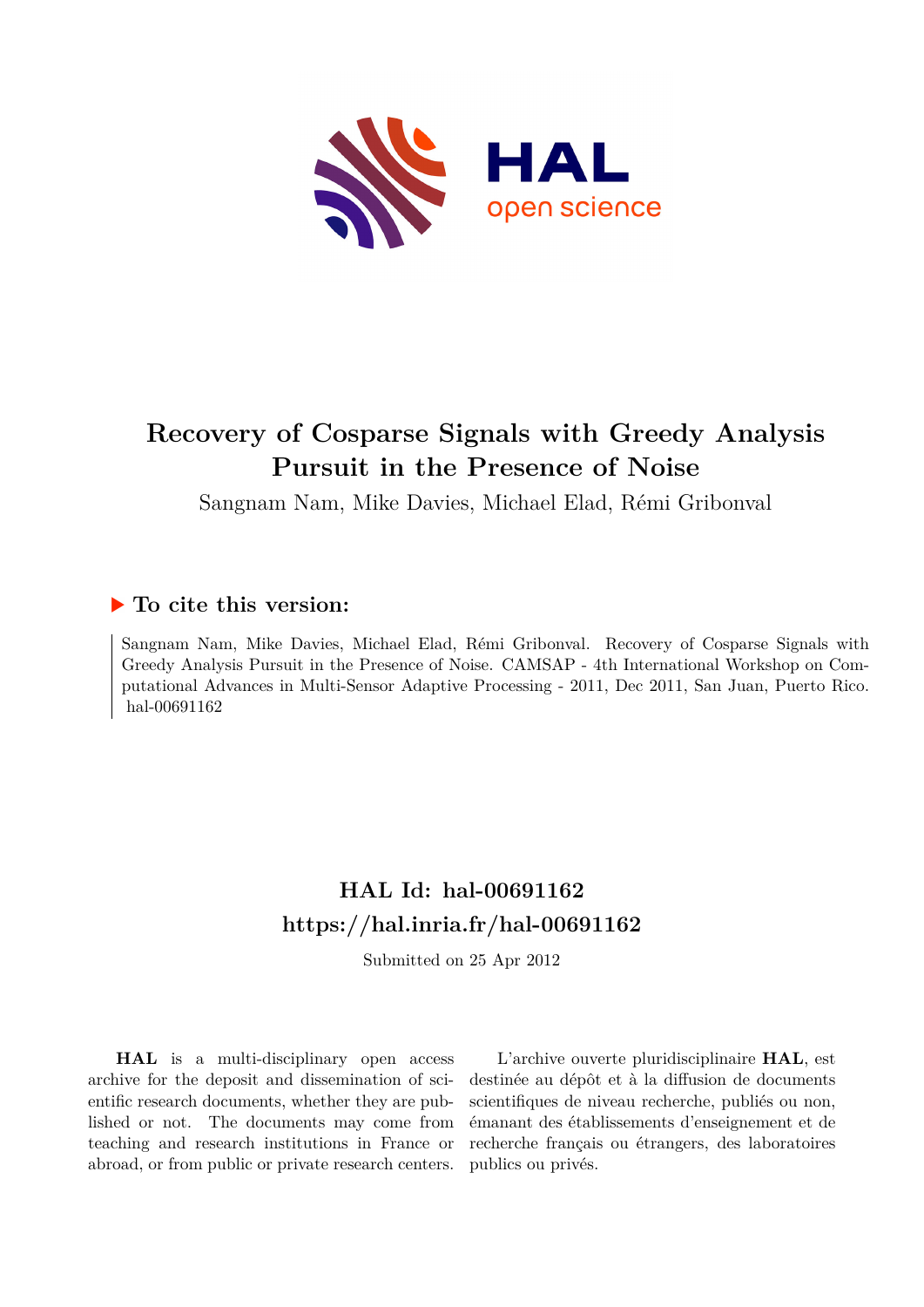# Recovery of Cosparse Signals with Greedy Analysis Pursuit in the Presence of Noise

Sangnam Nam, Mike Davies, Michael Elad, Rémi Gribonval

## ▶ To cite this version:

Sangnam Nam, Mike Davies, Michael Elad, Rémi Gribonval. Recovery of Cosparse Signals with Greedy Analysis Pursuit in the Presence of Noise. CAMSAP - 4th International Workshop on Computational Advances in Multi-Sensor Adaptive Processing - 2011, Dec 2011, San Juan, Puerto Rico. hal-00691162

## HAL Id: hal-00691162
## https://hal.inria.fr/hal-00691162

Submitted on 25 Apr 2012

**HAL** is a multi-disciplinary open access archive for the deposit and dissemination of scientific research documents, whether they are published or not. The documents may come from teaching and research institutions in France or abroad, or from public or private research centers.

L'archive ouverte pluridisciplinaire **HAL**, est destinée au dépôt et à la diffusion de documents scientifiques de niveau recherche, publiés ou non, émanant des établissements d'enseignement et de recherche français ou étrangers, des laboratoires publics ou privés.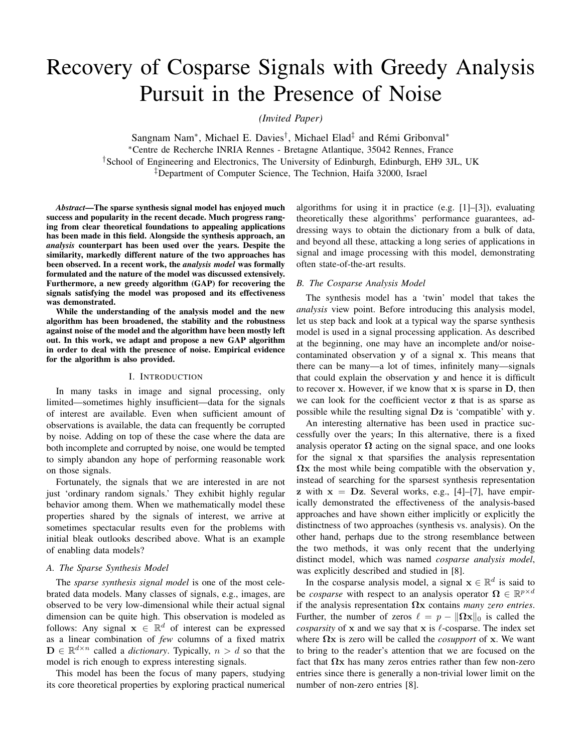# Recovery of Cosparse Signals with Greedy Analysis Pursuit in the Presence of Noise

*(Invited Paper)*

Sangnam Nam*, Michael E. Davies†, Michael Elad‡ and Rémi Gribonval*

*Centre de Recherche INRIA Rennes - Bretagne Atlantique, 35042 Rennes, France

†School of Engineering and Electronics, The University of Edinburgh, Edinburgh, EH9 3JL, UK

‡Department of Computer Science, The Technion, Haifa 32000, Israel

***Abstract*—The sparse synthesis signal model has enjoyed much success and popularity in the recent decade. Much progress ranging from clear theoretical foundations to appealing applications has been made in this field. Alongside the synthesis approach, an *analysis* counterpart has been used over the years. Despite the similarity, markedly different nature of the two approaches has been observed. In a recent work, the *analysis model* was formally formulated and the nature of the model was discussed extensively. Furthermore, a new greedy algorithm (GAP) for recovering the signals satisfying the model was proposed and its effectiveness was demonstrated.**

**While the understanding of the analysis model and the new algorithm has been broadened, the stability and the robustness against noise of the model and the algorithm have been mostly left out. In this work, we adapt and propose a new GAP algorithm in order to deal with the presence of noise. Empirical evidence for the algorithm is also provided.**

## I. Introduction

In many tasks in image and signal processing, only limited—sometimes highly insufficient—data for the signals of interest are available. Even when sufficient amount of observations is available, the data can frequently be corrupted by noise. Adding on top of these the case where the data are both incomplete and corrupted by noise, one would be tempted to simply abandon any hope of performing reasonable work on those signals.

Fortunately, the signals that we are interested in are not just 'ordinary random signals.' They exhibit highly regular behavior among them. When we mathematically model these properties shared by the signals of interest, we arrive at sometimes spectacular results even for the problems with initial bleak outlooks described above. What is an example of enabling data models?

### A. The Sparse Synthesis Model

The *sparse synthesis signal model* is one of the most celebrated data models. Many classes of signals, e.g., images, are observed to be very low-dimensional while their actual signal dimension can be quite high. This observation is modeled as follows: Any signal $\mathbf{x} \in \mathbb{R}^d$ of interest can be expressed as a linear combination of *few* columns of a fixed matrix $\mathbf{D} \in \mathbb{R}^{d \times n}$ called a *dictionary*. Typically, $n > d$ so that the model is rich enough to express interesting signals.

This model has been the focus of many papers, studying its core theoretical properties by exploring practical numerical algorithms for using it in practice (e.g. [1]–[3]), evaluating theoretically these algorithms' performance guarantees, addressing ways to obtain the dictionary from a bulk of data, and beyond all these, attacking a long series of applications in signal and image processing with this model, demonstrating often state-of-the-art results.

### B. The Cosparse Analysis Model

The synthesis model has a 'twin' model that takes the *analysis* view point. Before introducing this analysis model, let us step back and look at a typical way the sparse synthesis model is used in a signal processing application. As described at the beginning, one may have an incomplete and/or noise-contaminated observation $\mathbf{y}$ of a signal $\mathbf{x}$. This means that there can be many—a lot of times, infinitely many—signals that could explain the observation $\mathbf{y}$ and hence it is difficult to recover $\mathbf{x}$. However, if we know that $\mathbf{x}$ is sparse in $\mathbf{D}$, then we can look for the coefficient vector $\mathbf{z}$ that is as sparse as possible while the resulting signal $\mathbf{Dz}$ is 'compatible' with $\mathbf{y}$.

An interesting alternative has been used in practice successfully over the years; In this alternative, there is a fixed analysis operator $\boldsymbol{\Omega}$ acting on the signal space, and one looks for the signal $\mathbf{x}$ that sparsifies the analysis representation $\boldsymbol{\Omega}\mathbf{x}$ the most while being compatible with the observation $\mathbf{y}$, instead of searching for the sparsest synthesis representation $\mathbf{z}$ with $\mathbf{x} = \mathbf{Dz}$. Several works, e.g., [4]–[7], have empirically demonstrated the effectiveness of the analysis-based approaches and have shown either implicitly or explicitly the distinctness of two approaches (synthesis vs. analysis). On the other hand, perhaps due to the strong resemblance between the two methods, it was only recent that the underlying distinct model, which was named *cosparse analysis model*, was explicitly described and studied in [8].

In the cosparse analysis model, a signal $\mathbf{x} \in \mathbb{R}^d$ is said to be *cosparse* with respect to an analysis operator $\boldsymbol{\Omega} \in \mathbb{R}^{p \times d}$ if the analysis representation $\boldsymbol{\Omega}\mathbf{x}$ contains *many zero entries*. Further, the number of zeros $\ell = p - \|\boldsymbol{\Omega}\mathbf{x}\|_0$ is called the *cosparsity* of $\mathbf{x}$ and we say that $\mathbf{x}$ is $\ell$-cosparse. The index set where $\boldsymbol{\Omega}\mathbf{x}$ is zero will be called the *cosupport* of $\mathbf{x}$. We want to bring to the reader's attention that we are focused on the fact that $\boldsymbol{\Omega}\mathbf{x}$ has many zeros entries rather than few non-zero entries since there is generally a non-trivial lower limit on the number of non-zero entries [8].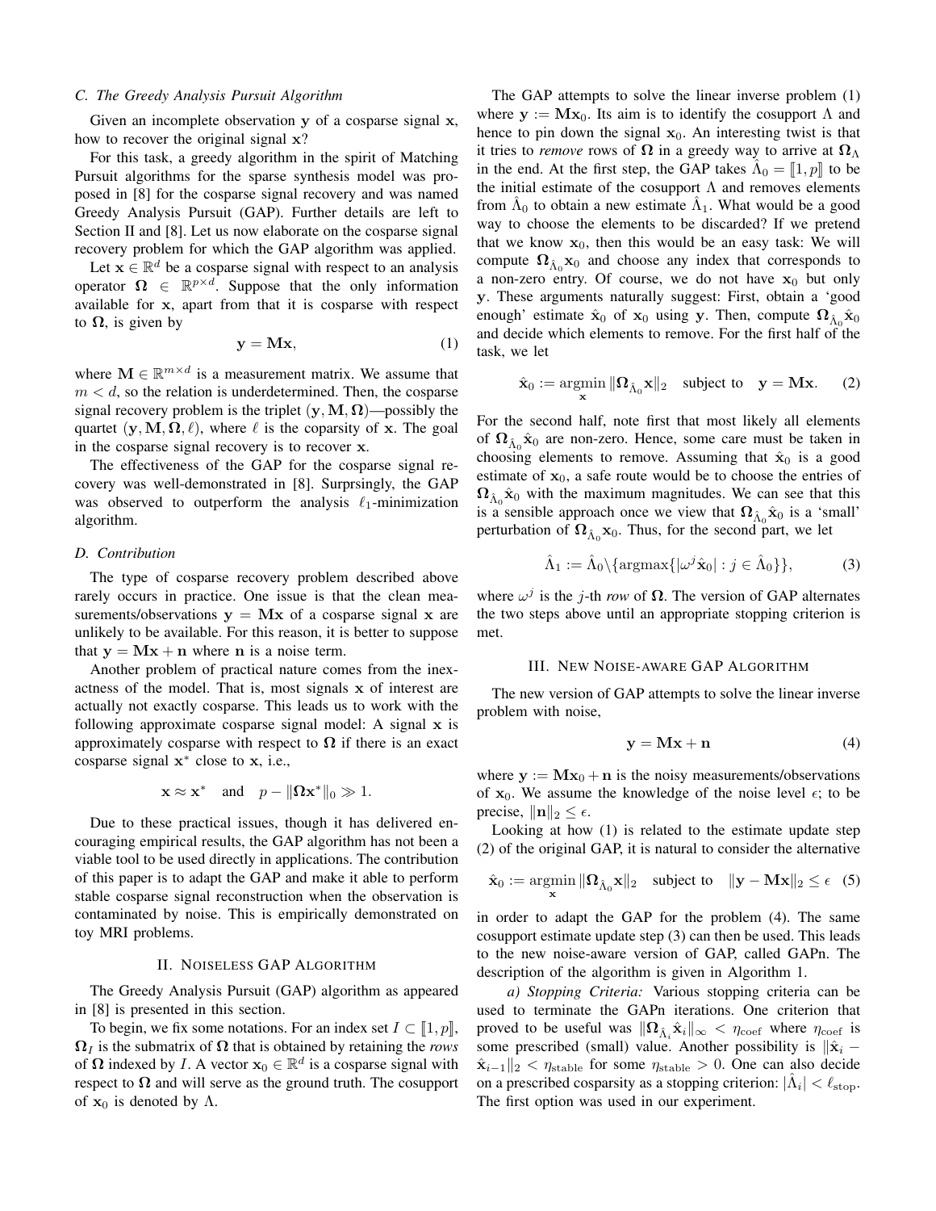### C. The Greedy Analysis Pursuit Algorithm

Given an incomplete observation $\mathbf{y}$ of a cosparse signal $\mathbf{x}$, how to recover the original signal $\mathbf{x}$?

For this task, a greedy algorithm in the spirit of Matching Pursuit algorithms for the sparse synthesis model was proposed in [8] for the cosparse signal recovery and was named Greedy Analysis Pursuit (GAP). Further details are left to Section II and [8]. Let us now elaborate on the cosparse signal recovery problem for which the GAP algorithm was applied.

Let $\mathbf{x} \in \mathbb{R}^d$ be a cosparse signal with respect to an analysis operator $\mathbf{\Omega} \in \mathbb{R}^{p \times d}$. Suppose that the only information available for $\mathbf{x}$, apart from that it is cosparse with respect to $\mathbf{\Omega}$, is given by

$$\mathbf{y} = \mathbf{M}\mathbf{x}, \tag{1}$$

where $\mathbf{M} \in \mathbb{R}^{m \times d}$ is a measurement matrix. We assume that $m < d$, so the relation is underdetermined. Then, the cosparse signal recovery problem is the triplet $(\mathbf{y}, \mathbf{M}, \mathbf{\Omega})$—possibly the quartet $(\mathbf{y}, \mathbf{M}, \mathbf{\Omega}, \ell)$, where $\ell$ is the coparsity of $\mathbf{x}$. The goal in the cosparse signal recovery is to recover $\mathbf{x}$.

The effectiveness of the GAP for the cosparse signal recovery was well-demonstrated in [8]. Surprsingly, the GAP was observed to outperform the analysis $\ell_1$-minimization algorithm.

### D. Contribution

The type of cosparse recovery problem described above rarely occurs in practice. One issue is that the clean measurements/observations $\mathbf{y} = \mathbf{M}\mathbf{x}$ of a cosparse signal $\mathbf{x}$ are unlikely to be available. For this reason, it is better to suppose that $\mathbf{y} = \mathbf{M}\mathbf{x} + \mathbf{n}$ where $\mathbf{n}$ is a noise term.

Another problem of practical nature comes from the inexactness of the model. That is, most signals $\mathbf{x}$ of interest are actually not exactly cosparse. This leads us to work with the following approximate cosparse signal model: A signal $\mathbf{x}$ is approximately cosparse with respect to $\mathbf{\Omega}$ if there is an exact cosparse signal $\mathbf{x}^*$ close to $\mathbf{x}$, i.e.,

$$\mathbf{x} \approx \mathbf{x}^* \quad \text{and} \quad p - \|\mathbf{\Omega}\mathbf{x}^*\|_0 \gg 1.$$

Due to these practical issues, though it has delivered encouraging empirical results, the GAP algorithm has not been a viable tool to be used directly in applications. The contribution of this paper is to adapt the GAP and make it able to perform stable cosparse signal reconstruction when the observation is contaminated by noise. This is empirically demonstrated on toy MRI problems.

## II. Noiseless GAP Algorithm

The Greedy Analysis Pursuit (GAP) algorithm as appeared in [8] is presented in this section.

To begin, we fix some notations. For an index set $I \subset [\![1, p]\!]$, $\mathbf{\Omega}_I$ is the submatrix of $\mathbf{\Omega}$ that is obtained by retaining the *rows* of $\mathbf{\Omega}$ indexed by $I$. A vector $\mathbf{x}_0 \in \mathbb{R}^d$ is a cosparse signal with respect to $\mathbf{\Omega}$ and will serve as the ground truth. The cosupport of $\mathbf{x}_0$ is denoted by $\Lambda$.

The GAP attempts to solve the linear inverse problem (1) where $\mathbf{y} := \mathbf{M}\mathbf{x}_0$. Its aim is to identify the cosupport $\Lambda$ and hence to pin down the signal $\mathbf{x}_0$. An interesting twist is that it tries to *remove* rows of $\mathbf{\Omega}$ in a greedy way to arrive at $\mathbf{\Omega}_\Lambda$ in the end. At the first step, the GAP takes $\hat{\Lambda}_0 = [\![1, p]\!]$ to be the initial estimate of the cosupport $\Lambda$ and removes elements from $\hat{\Lambda}_0$ to obtain a new estimate $\hat{\Lambda}_1$. What would be a good way to choose the elements to be discarded? If we pretend that we know $\mathbf{x}_0$, then this would be an easy task: We will compute $\mathbf{\Omega}_{\hat{\Lambda}_0}\mathbf{x}_0$ and choose any index that corresponds to a non-zero entry. Of course, we do not have $\mathbf{x}_0$ but only $\mathbf{y}$. These arguments naturally suggest: First, obtain a 'good enough' estimate $\hat{\mathbf{x}}_0$ of $\mathbf{x}_0$ using $\mathbf{y}$. Then, compute $\mathbf{\Omega}_{\hat{\Lambda}_0}\hat{\mathbf{x}}_0$ and decide which elements to remove. For the first half of the task, we let

$$\hat{\mathbf{x}}_0 := \operatorname*{argmin}_{\mathbf{x}} \|\mathbf{\Omega}_{\hat{\Lambda}_0}\mathbf{x}\|_2 \quad \text{subject to} \quad \mathbf{y} = \mathbf{M}\mathbf{x}. \tag{2}$$

For the second half, note first that most likely all elements of $\mathbf{\Omega}_{\hat{\Lambda}_0}\hat{\mathbf{x}}_0$ are non-zero. Hence, some care must be taken in choosing elements to remove. Assuming that $\hat{\mathbf{x}}_0$ is a good estimate of $\mathbf{x}_0$, a safe route would be to choose the entries of $\mathbf{\Omega}_{\hat{\Lambda}_0}\hat{\mathbf{x}}_0$ with the maximum magnitudes. We can see that this is a sensible approach once we view that $\mathbf{\Omega}_{\hat{\Lambda}_0}\hat{\mathbf{x}}_0$ is a 'small' perturbation of $\mathbf{\Omega}_{\hat{\Lambda}_0}\mathbf{x}_0$. Thus, for the second part, we let

$$\hat{\Lambda}_1 := \hat{\Lambda}_0 \backslash \{\operatorname{argmax}\{|\omega^j \hat{\mathbf{x}}_0| : j \in \hat{\Lambda}_0\}\}, \tag{3}$$

where $\omega^j$ is the $j$-th *row* of $\mathbf{\Omega}$. The version of GAP alternates the two steps above until an appropriate stopping criterion is met.

## III. New Noise-aware GAP Algorithm

The new version of GAP attempts to solve the linear inverse problem with noise,

$$\mathbf{y} = \mathbf{M}\mathbf{x} + \mathbf{n} \tag{4}$$

where $\mathbf{y} := \mathbf{M}\mathbf{x}_0 + \mathbf{n}$ is the noisy measurements/observations of $\mathbf{x}_0$. We assume the knowledge of the noise level $\epsilon$; to be precise, $\|\mathbf{n}\|_2 \leq \epsilon$.

Looking at how (1) is related to the estimate update step (2) of the original GAP, it is natural to consider the alternative

$$\hat{\mathbf{x}}_0 := \operatorname*{argmin}_{\mathbf{x}} \|\mathbf{\Omega}_{\hat{\Lambda}_0}\mathbf{x}\|_2 \quad \text{subject to} \quad \|\mathbf{y} - \mathbf{M}\mathbf{x}\|_2 \leq \epsilon \tag{5}$$

in order to adapt the GAP for the problem (4). The same cosupport estimate update step (3) can then be used. This leads to the new noise-aware version of GAP, called GAPn. The description of the algorithm is given in Algorithm 1.

*a) Stopping Criteria:* Various stopping criteria can be used to terminate the GAPn iterations. One criterion that proved to be useful was $\|\mathbf{\Omega}_{\hat{\Lambda}_i}\hat{\mathbf{x}}_i\|_\infty < \eta_{\text{coef}}$ where $\eta_{\text{coef}}$ is some prescribed (small) value. Another possibility is $\|\hat{\mathbf{x}}_i - \hat{\mathbf{x}}_{i-1}\|_2 < \eta_{\text{stable}}$ for some $\eta_{\text{stable}} > 0$. One can also decide on a prescribed cosparsity as a stopping criterion: $|\hat{\Lambda}_i| < \ell_{\text{stop}}$. The first option was used in our experiment.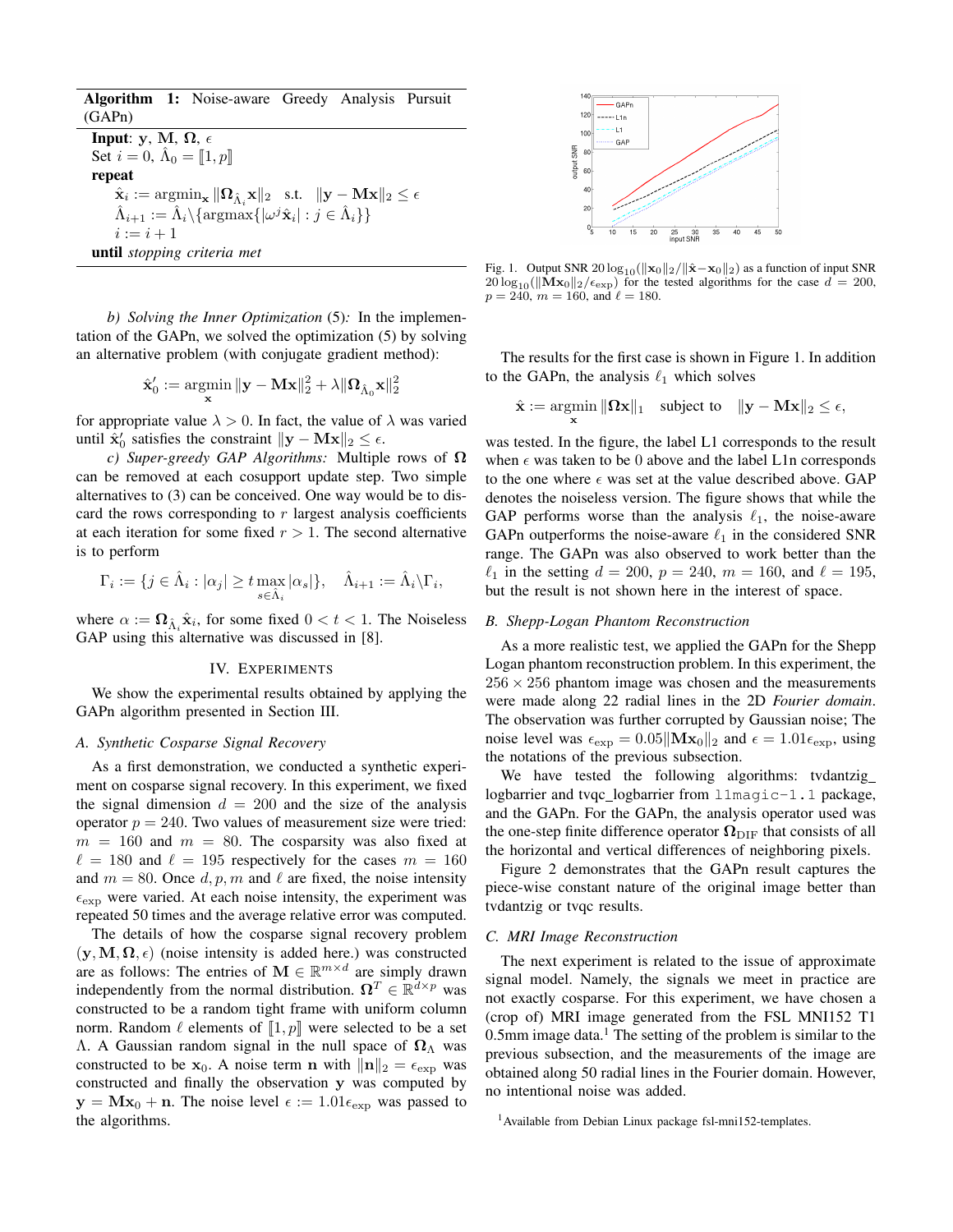**Algorithm 1:** Noise-aware Greedy Analysis Pursuit (GAPn)

**Input**: $\mathbf{y}$, $\mathbf{M}$, $\mathbf{\Omega}$, $\epsilon$
Set $i = 0$, $\hat{\Lambda}_0 = [\![1, p]\!]$
**repeat**
  $\hat{\mathbf{x}}_i := \operatorname{argmin}_{\mathbf{x}} \|\mathbf{\Omega}_{\hat{\Lambda}_i}\mathbf{x}\|_2$ s.t. $\|\mathbf{y} - \mathbf{M}\mathbf{x}\|_2 \leq \epsilon$
  $\hat{\Lambda}_{i+1} := \hat{\Lambda}_i \backslash \{\operatorname{argmax}\{|\omega^j \hat{\mathbf{x}}_i| : j \in \hat{\Lambda}_i\}\}$
  $i := i + 1$
**until** *stopping criteria met*

*b) Solving the Inner Optimization* (5)*:* In the implementation of the GAPn, we solved the optimization (5) by solving an alternative problem (with conjugate gradient method):

$$\hat{\mathbf{x}}_0' := \operatorname*{argmin}_{\mathbf{x}} \|\mathbf{y} - \mathbf{M}\mathbf{x}\|_2^2 + \lambda \|\mathbf{\Omega}_{\hat{\Lambda}_0}\mathbf{x}\|_2^2$$

for appropriate value $\lambda > 0$. In fact, the value of $\lambda$ was varied until $\hat{\mathbf{x}}_0'$ satisfies the constraint $\|\mathbf{y} - \mathbf{M}\mathbf{x}\|_2 \leq \epsilon$.

*c) Super-greedy GAP Algorithms:* Multiple rows of $\mathbf{\Omega}$ can be removed at each cosupport update step. Two simple alternatives to (3) can be conceived. One way would be to discard the rows corresponding to $r$ largest analysis coefficients at each iteration for some fixed $r > 1$. The second alternative is to perform

$$\Gamma_i := \{j \in \hat{\Lambda}_i : |\alpha_j| \geq t \max_{s \in \hat{\Lambda}_i} |\alpha_s|\}, \quad \hat{\Lambda}_{i+1} := \hat{\Lambda}_i \backslash \Gamma_i,$$

where $\alpha := \mathbf{\Omega}_{\hat{\Lambda}_i}\hat{\mathbf{x}}_i$, for some fixed $0 < t < 1$. The Noiseless GAP using this alternative was discussed in [8].

## IV. Experiments

We show the experimental results obtained by applying the GAPn algorithm presented in Section III.

### A. Synthetic Cosparse Signal Recovery

As a first demonstration, we conducted a synthetic experiment on cosparse signal recovery. In this experiment, we fixed the signal dimension $d = 200$ and the size of the analysis operator $p = 240$. Two values of measurement size were tried: $m = 160$ and $m = 80$. The cosparsity was also fixed at $\ell = 180$ and $\ell = 195$ respectively for the cases $m = 160$ and $m = 80$. Once $d, p, m$ and $\ell$ are fixed, the noise intensity $\epsilon_{\text{exp}}$ were varied. At each noise intensity, the experiment was repeated 50 times and the average relative error was computed.

The details of how the cosparse signal recovery problem $(\mathbf{y}, \mathbf{M}, \mathbf{\Omega}, \epsilon)$ (noise intensity is added here.) was constructed are as follows: The entries of $\mathbf{M} \in \mathbb{R}^{m \times d}$ are simply drawn independently from the normal distribution. $\mathbf{\Omega}^T \in \mathbb{R}^{d \times p}$ was constructed to be a random tight frame with uniform column norm. Random $\ell$ elements of $[\![1, p]\!]$ were selected to be a set $\Lambda$. A Gaussian random signal in the null space of $\mathbf{\Omega}_\Lambda$ was constructed to be $\mathbf{x}_0$. A noise term $\mathbf{n}$ with $\|\mathbf{n}\|_2 = \epsilon_{\text{exp}}$ was constructed and finally the observation $\mathbf{y}$ was computed by $\mathbf{y} = \mathbf{M}\mathbf{x}_0 + \mathbf{n}$. The noise level $\epsilon := 1.01\epsilon_{\text{exp}}$ was passed to the algorithms.

Fig. 1. Output SNR $20\log_{10}(\|\mathbf{x}_0\|_2 / \|\hat{\mathbf{x}} - \mathbf{x}_0\|_2)$ as a function of input SNR $20\log_{10}(\|\mathbf{M}\mathbf{x}_0\|_2 / \epsilon_{\text{exp}})$ for the tested algorithms for the case $d = 200$, $p = 240$, $m = 160$, and $\ell = 180$.

The results for the first case is shown in Figure 1. In addition to the GAPn, the analysis $\ell_1$ which solves

$$\hat{\mathbf{x}} := \operatorname*{argmin}_{\mathbf{x}} \|\mathbf{\Omega}\mathbf{x}\|_1 \quad \text{subject to} \quad \|\mathbf{y} - \mathbf{M}\mathbf{x}\|_2 \leq \epsilon,$$

was tested. In the figure, the label L1 corresponds to the result when $\epsilon$ was taken to be 0 above and the label L1n corresponds to the one where $\epsilon$ was set at the value described above. GAP denotes the noiseless version. The figure shows that while the GAP performs worse than the analysis $\ell_1$, the noise-aware GAPn outperforms the noise-aware $\ell_1$ in the considered SNR range. The GAPn was also observed to work better than the $\ell_1$ in the setting $d = 200$, $p = 240$, $m = 160$, and $\ell = 195$, but the result is not shown here in the interest of space.

### B. Shepp-Logan Phantom Reconstruction

As a more realistic test, we applied the GAPn for the Shepp Logan phantom reconstruction problem. In this experiment, the $256 \times 256$ phantom image was chosen and the measurements were made along 22 radial lines in the 2D *Fourier domain*. The observation was further corrupted by Gaussian noise; The noise level was $\epsilon_{\text{exp}} = 0.05\|\mathbf{M}\mathbf{x}_0\|_2$ and $\epsilon = 1.01\epsilon_{\text{exp}}$, using the notations of the previous subsection.

We have tested the following algorithms: tvdantzig_logbarrier and tvqc_logbarrier from `l1magic-1.1` package, and the GAPn. For the GAPn, the analysis operator used was the one-step finite difference operator $\mathbf{\Omega}_{\text{DIF}}$ that consists of all the horizontal and vertical differences of neighboring pixels.

Figure 2 demonstrates that the GAPn result captures the piece-wise constant nature of the original image better than tvdantzig or tvqc results.

### C. MRI Image Reconstruction

The next experiment is related to the issue of approximate signal model. Namely, the signals we meet in practice are not exactly cosparse. For this experiment, we have chosen a (crop of) MRI image generated from the FSL MNI152 T1 0.5mm image data.[1] The setting of the problem is similar to the previous subsection, and the measurements of the image are obtained along 50 radial lines in the Fourier domain. However, no intentional noise was added.

[1] Available from Debian Linux package fsl-mni152-templates.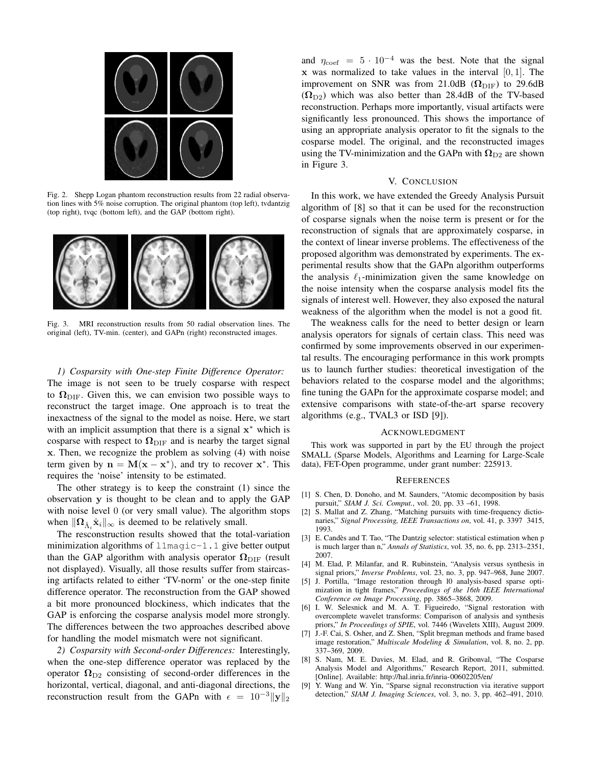Fig. 2. Shepp Logan phantom reconstruction results from 22 radial observation lines with 5% noise corruption. The original phantom (top left), tvdantzig (top right), tvqc (bottom left), and the GAP (bottom right).

Fig. 3. MRI reconstruction results from 50 radial observation lines. The original (left), TV-min. (center), and GAPn (right) reconstructed images.

*1) Cosparsity with One-step Finite Difference Operator:* The image is not seen to be truely cosparse with respect to $\mathbf{\Omega}_{\mathrm{DIF}}$. Given this, we can envision two possible ways to reconstruct the target image. One approach is to treat the inexactness of the signal to the model as noise. Here, we start with an implicit assumption that there is a signal $\mathbf{x}^*$ which is cosparse with respect to $\mathbf{\Omega}_{\mathrm{DIF}}$ and is nearby the target signal $\mathbf{x}$. Then, we recognize the problem as solving (4) with noise term given by $\mathbf{n} = \mathbf{M}(\mathbf{x} - \mathbf{x}^*)$, and try to recover $\mathbf{x}^*$. This requires the 'noise' intensity to be estimated.

The other strategy is to keep the constraint (1) since the observation $\mathbf{y}$ is thought to be clean and to apply the GAP with noise level 0 (or very small value). The algorithm stops when $\|\mathbf{\Omega}_{\hat{\Lambda}_i}\hat{\mathbf{x}}_i\|_\infty$ is deemed to be relatively small.

The resconstruction results showed that the total-variation minimization algorithms of `l1magic-1.1` give better output than the GAP algorithm with analysis operator $\mathbf{\Omega}_{\mathrm{DIF}}$ (result not displayed). Visually, all those results suffer from staircasing artifacts related to either 'TV-norm' or the one-step finite difference operator. The reconstruction from the GAP showed a bit more pronounced blockiness, which indicates that the GAP is enforcing the cosparse analysis model more strongly. The differences between the two approaches described above for handling the model mismatch were not significant.

*2) Cosparsity with Second-order Differences:* Interestingly, when the one-step difference operator was replaced by the operator $\mathbf{\Omega}_{\mathrm{D2}}$ consisting of second-order differences in the horizontal, vertical, diagonal, and anti-diagonal directions, the reconstruction result from the GAPn with $\epsilon = 10^{-3}\|\mathbf{y}\|_2$ and $\eta_{\mathrm{coef}} = 5 \cdot 10^{-4}$ was the best. Note that the signal $\mathbf{x}$ was normalized to take values in the interval $[0, 1]$. The improvement on SNR was from 21.0dB ($\mathbf{\Omega}_{\mathrm{DIF}}$) to 29.6dB ($\mathbf{\Omega}_{\mathrm{D2}}$) which was also better than 28.4dB of the TV-based reconstruction. Perhaps more importantly, visual artifacts were significantly less pronounced. This shows the importance of using an appropriate analysis operator to fit the signals to the cosparse model. The original, and the reconstructed images using the TV-minimization and the GAPn with $\mathbf{\Omega}_{\mathrm{D2}}$ are shown in Figure 3.

## V. Conclusion

In this work, we have extended the Greedy Analysis Pursuit algorithm of [8] so that it can be used for the reconstruction of cosparse signals when the noise term is present or for the reconstruction of signals that are approximately cosparse, in the context of linear inverse problems. The effectiveness of the proposed algorithm was demonstrated by experiments. The experimental results show that the GAPn algorithm outperforms the analysis $\ell_1$-minimization given the same knowledge on the noise intensity when the cosparse analysis model fits the signals of interest well. However, they also exposed the natural weakness of the algorithm when the model is not a good fit.

The weakness calls for the need to better design or learn analysis operators for signals of certain class. This need was confirmed by some improvements observed in our experimental results. The encouraging performance in this work prompts us to launch further studies: theoretical investigation of the behaviors related to the cosparse model and the algorithms; fine tuning the GAPn for the approximate cosparse model; and extensive comparisons with state-of-the-art sparse recovery algorithms (e.g., TVAL3 or ISD [9]).

## Acknowledgment

This work was supported in part by the EU through the project SMALL (Sparse Models, Algorithms and Learning for Large-Scale data), FET-Open programme, under grant number: 225913.

## References

[1] S. Chen, D. Donoho, and M. Saunders, "Atomic decomposition by basis pursuit," *SIAM J. Sci. Comput.*, vol. 20, pp. 33 –61, 1998.

[2] S. Mallat and Z. Zhang, "Matching pursuits with time-frequency dictionaries," *Signal Processing, IEEE Transactions on*, vol. 41, p. 3397 3415, 1993.

[3] E. Candès and T. Tao, "The Dantzig selector: statistical estimation when p is much larger than n," *Annals of Statistics*, vol. 35, no. 6, pp. 2313–2351, 2007.

[4] M. Elad, P. Milanfar, and R. Rubinstein, "Analysis versus synthesis in signal priors," *Inverse Problems*, vol. 23, no. 3, pp. 947–968, June 2007.

[5] J. Portilla, "Image restoration through l0 analysis-based sparse optimization in tight frames," *Proceedings of the 16th IEEE International Conference on Image Processing*, pp. 3865–3868, 2009.

[6] I. W. Selesnick and M. A. T. Figueiredo, "Signal restoration with overcomplete wavelet transforms: Comparison of analysis and synthesis priors," *In Proceedings of SPIE*, vol. 7446 (Wavelets XIII), August 2009.

[7] J.-F. Cai, S. Osher, and Z. Shen, "Split bregman methods and frame based image restoration," *Multiscale Modeling & Simulation*, vol. 8, no. 2, pp. 337–369, 2009.

[8] S. Nam, M. E. Davies, M. Elad, and R. Gribonval, "The Cosparse Analysis Model and Algorithms," Research Report, 2011, submitted. [Online]. Available: http://hal.inria.fr/inria-00602205/en/

[9] Y. Wang and W. Yin, "Sparse signal reconstruction via iterative support detection," *SIAM J. Imaging Sciences*, vol. 3, no. 3, pp. 462–491, 2010.